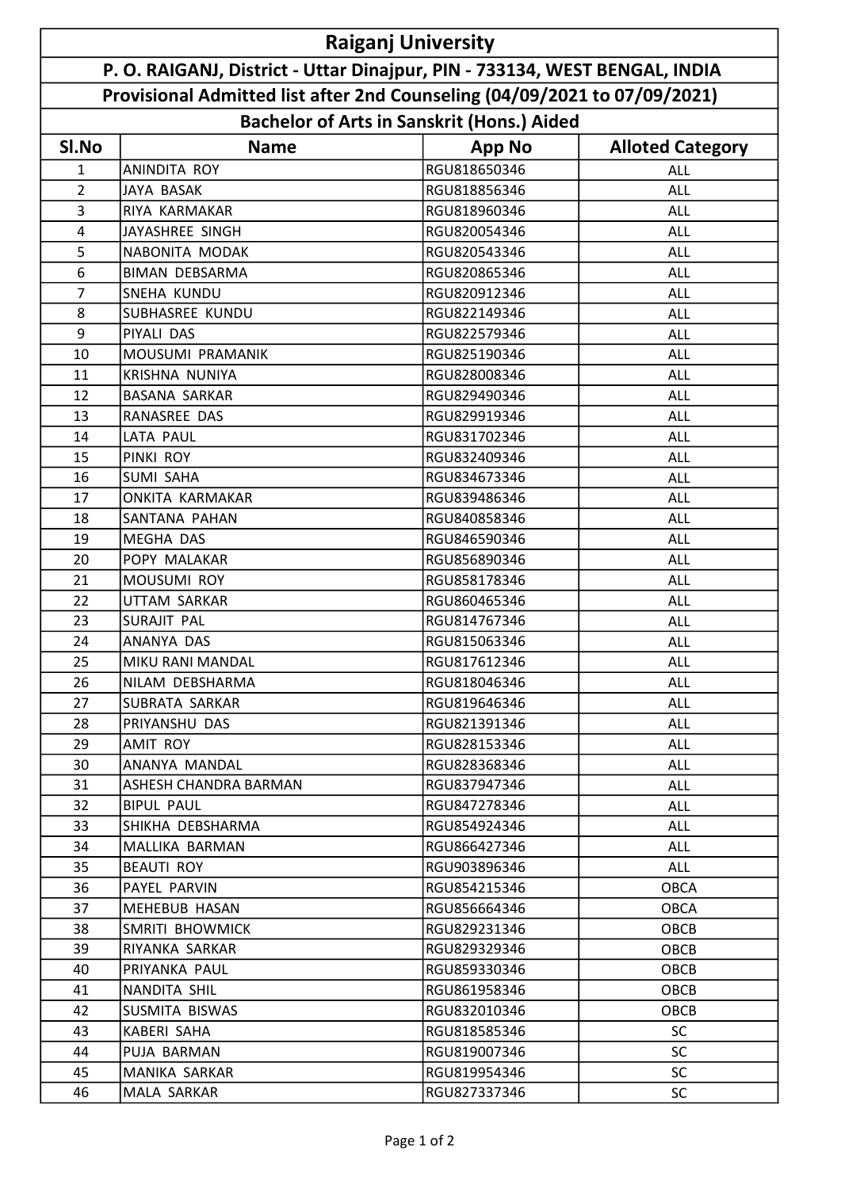# Raiganj University

## P. O. RAIGANJ, District - Uttar Dinajpur, PIN - 733134, WEST BENGAL, INDIA

## Provisional Admitted list after 2nd Counseling (04/09/2021 to 07/09/2021)

## Bachelor of Arts in Sanskrit (Hons.) Aided

| Sl.No | Name | App No | Alloted Category |
|---|---|---|---|
| 1 | ANINDITA ROY | RGU818650346 | ALL |
| 2 | JAYA BASAK | RGU818856346 | ALL |
| 3 | RIYA KARMAKAR | RGU818960346 | ALL |
| 4 | JAYASHREE SINGH | RGU820054346 | ALL |
| 5 | NABONITA MODAK | RGU820543346 | ALL |
| 6 | BIMAN DEBSARMA | RGU820865346 | ALL |
| 7 | SNEHA KUNDU | RGU820912346 | ALL |
| 8 | SUBHASREE KUNDU | RGU822149346 | ALL |
| 9 | PIYALI DAS | RGU822579346 | ALL |
| 10 | MOUSUMI PRAMANIK | RGU825190346 | ALL |
| 11 | KRISHNA NUNIYA | RGU828008346 | ALL |
| 12 | BASANA SARKAR | RGU829490346 | ALL |
| 13 | RANASREE DAS | RGU829919346 | ALL |
| 14 | LATA PAUL | RGU831702346 | ALL |
| 15 | PINKI ROY | RGU832409346 | ALL |
| 16 | SUMI SAHA | RGU834673346 | ALL |
| 17 | ONKITA KARMAKAR | RGU839486346 | ALL |
| 18 | SANTANA PAHAN | RGU840858346 | ALL |
| 19 | MEGHA DAS | RGU846590346 | ALL |
| 20 | POPY MALAKAR | RGU856890346 | ALL |
| 21 | MOUSUMI ROY | RGU858178346 | ALL |
| 22 | UTTAM SARKAR | RGU860465346 | ALL |
| 23 | SURAJIT PAL | RGU814767346 | ALL |
| 24 | ANANYA DAS | RGU815063346 | ALL |
| 25 | MIKU RANI MANDAL | RGU817612346 | ALL |
| 26 | NILAM DEBSHARMA | RGU818046346 | ALL |
| 27 | SUBRATA SARKAR | RGU819646346 | ALL |
| 28 | PRIYANSHU DAS | RGU821391346 | ALL |
| 29 | AMIT ROY | RGU828153346 | ALL |
| 30 | ANANYA MANDAL | RGU828368346 | ALL |
| 31 | ASHESH CHANDRA BARMAN | RGU837947346 | ALL |
| 32 | BIPUL PAUL | RGU847278346 | ALL |
| 33 | SHIKHA DEBSHARMA | RGU854924346 | ALL |
| 34 | MALLIKA BARMAN | RGU866427346 | ALL |
| 35 | BEAUTI ROY | RGU903896346 | ALL |
| 36 | PAYEL PARVIN | RGU854215346 | OBCA |
| 37 | MEHEBUB HASAN | RGU856664346 | OBCA |
| 38 | SMRITI BHOWMICK | RGU829231346 | OBCB |
| 39 | RIYANKA SARKAR | RGU829329346 | OBCB |
| 40 | PRIYANKA PAUL | RGU859330346 | OBCB |
| 41 | NANDITA SHIL | RGU861958346 | OBCB |
| 42 | SUSMITA BISWAS | RGU832010346 | OBCB |
| 43 | KABERI SAHA | RGU818585346 | SC |
| 44 | PUJA BARMAN | RGU819007346 | SC |
| 45 | MANIKA SARKAR | RGU819954346 | SC |
| 46 | MALA SARKAR | RGU827337346 | SC |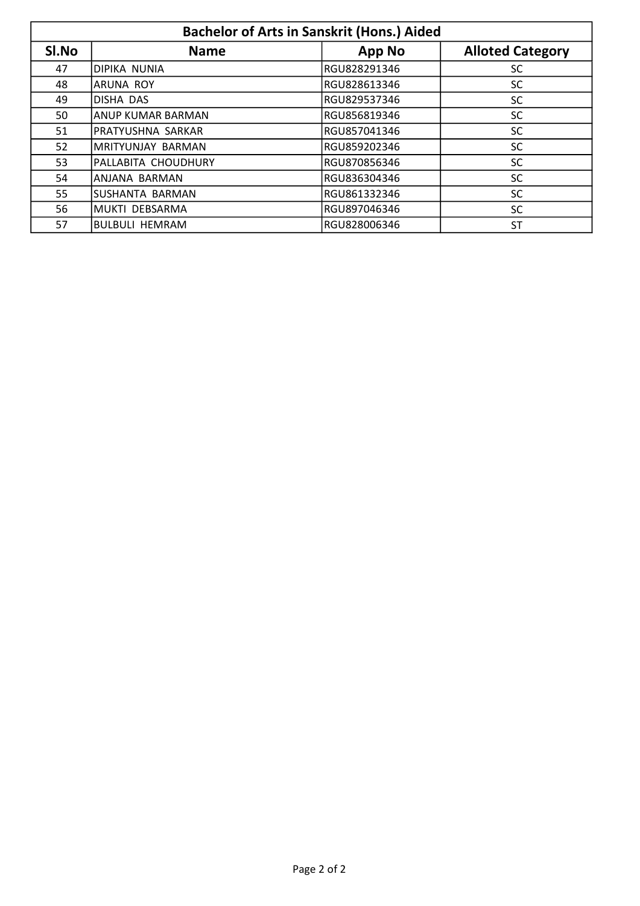| Bachelor of Arts in Sanskrit (Hons.) Aided | | | |
|---|---|---|---|
| Sl.No | Name | App No | Alloted Category |
| 47 | DIPIKA  NUNIA | RGU828291346 | SC |
| 48 | ARUNA  ROY | RGU828613346 | SC |
| 49 | DISHA  DAS | RGU829537346 | SC |
| 50 | ANUP KUMAR BARMAN | RGU856819346 | SC |
| 51 | PRATYUSHNA  SARKAR | RGU857041346 | SC |
| 52 | MRITYUNJAY  BARMAN | RGU859202346 | SC |
| 53 | PALLABITA  CHOUDHURY | RGU870856346 | SC |
| 54 | ANJANA  BARMAN | RGU836304346 | SC |
| 55 | SUSHANTA  BARMAN | RGU861332346 | SC |
| 56 | MUKTI  DEBSARMA | RGU897046346 | SC |
| 57 | BULBULI  HEMRAM | RGU828006346 | ST |